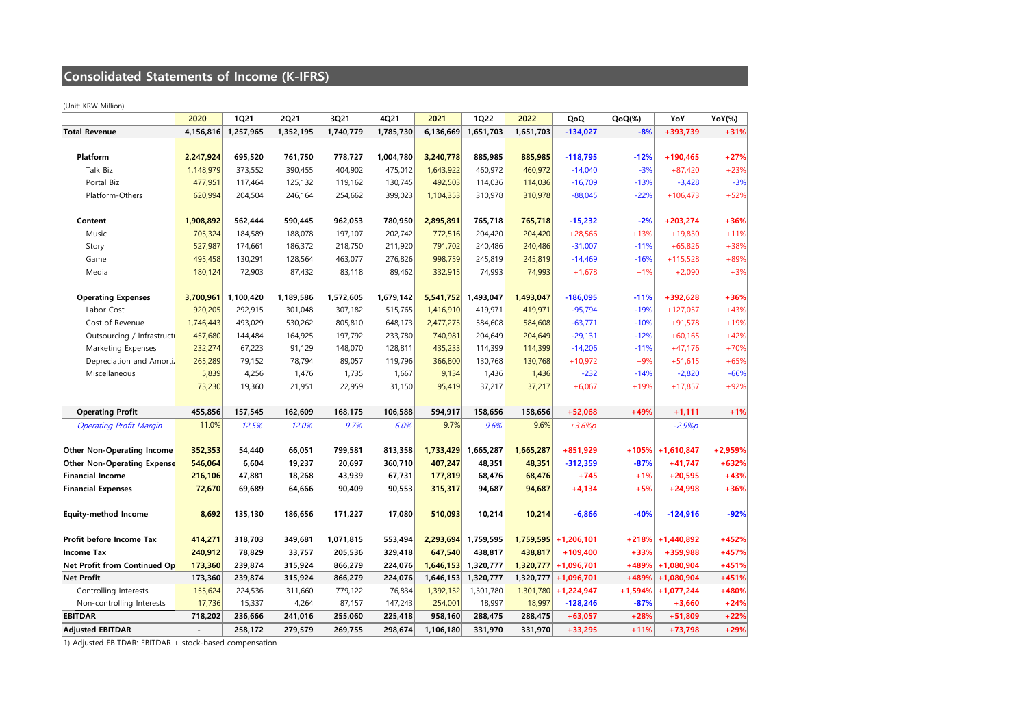## Consolidated Statements of Income (K-IFRS)

(Unit: KRW Million)

| | 2020 | 1Q21 | 2Q21 | 3Q21 | 4Q21 | 2021 | 1Q22 | 2022 | QoQ | QoQ(%) | YoY | YoY(%) |
|---|---|---|---|---|---|---|---|---|---|---|---|---|
| **Total Revenue** | **4,156,816** | **1,257,965** | **1,352,195** | **1,740,779** | **1,785,730** | **6,136,669** | **1,651,703** | **1,651,703** | **-134,027** | **-8%** | **+393,739** | **+31%** |
| | | | | | | | | | | | | |
| **Platform** | **2,247,924** | **695,520** | **761,750** | **778,727** | **1,004,780** | **3,240,778** | **885,985** | **885,985** | **-118,795** | **-12%** | **+190,465** | **+27%** |
| Talk Biz | 1,148,979 | 373,552 | 390,455 | 404,902 | 475,012 | 1,643,922 | 460,972 | 460,972 | -14,040 | -3% | +87,420 | +23% |
| Portal Biz | 477,951 | 117,464 | 125,132 | 119,162 | 130,745 | 492,503 | 114,036 | 114,036 | -16,709 | -13% | -3,428 | -3% |
| Platform-Others | 620,994 | 204,504 | 246,164 | 254,662 | 399,023 | 1,104,353 | 310,978 | 310,978 | -88,045 | -22% | +106,473 | +52% |
| | | | | | | | | | | | | |
| **Content** | **1,908,892** | **562,444** | **590,445** | **962,053** | **780,950** | **2,895,891** | **765,718** | **765,718** | **-15,232** | **-2%** | **+203,274** | **+36%** |
| Music | 705,324 | 184,589 | 188,078 | 197,107 | 202,742 | 772,516 | 204,420 | 204,420 | +28,566 | +13% | +19,830 | +11% |
| Story | 527,987 | 174,661 | 186,372 | 218,750 | 211,920 | 791,702 | 240,486 | 240,486 | -31,007 | -11% | +65,826 | +38% |
| Game | 495,458 | 130,291 | 128,564 | 463,077 | 276,826 | 998,759 | 245,819 | 245,819 | -14,469 | -16% | +115,528 | +89% |
| Media | 180,124 | 72,903 | 87,432 | 83,118 | 89,462 | 332,915 | 74,993 | 74,993 | +1,678 | +1% | +2,090 | +3% |
| | | | | | | | | | | | | |
| **Operating Expenses** | **3,700,961** | **1,100,420** | **1,189,586** | **1,572,605** | **1,679,142** | **5,541,752** | **1,493,047** | **1,493,047** | **-186,095** | **-11%** | **+392,628** | **+36%** |
| Labor Cost | 920,205 | 292,915 | 301,048 | 307,182 | 515,765 | 1,416,910 | 419,971 | 419,971 | -95,794 | -19% | +127,057 | +43% |
| Cost of Revenue | 1,746,443 | 493,029 | 530,262 | 805,810 | 648,173 | 2,477,275 | 584,608 | 584,608 | -63,771 | -10% | +91,578 | +19% |
| Outsourcing / Infrastructure | 457,680 | 144,484 | 164,925 | 197,792 | 233,780 | 740,981 | 204,649 | 204,649 | -29,131 | -12% | +60,165 | +42% |
| Marketing Expenses | 232,274 | 67,223 | 91,129 | 148,070 | 128,811 | 435,233 | 114,399 | 114,399 | -14,206 | -11% | +47,176 | +70% |
| Depreciation and Amortization | 265,289 | 79,152 | 78,794 | 89,057 | 119,796 | 366,800 | 130,768 | 130,768 | +10,972 | +9% | +51,615 | +65% |
| Miscellaneous | 5,839 | 4,256 | 1,476 | 1,735 | 1,667 | 9,134 | 1,436 | 1,436 | -232 | -14% | -2,820 | -66% |
| | 73,230 | 19,360 | 21,951 | 22,959 | 31,150 | 95,419 | 37,217 | 37,217 | +6,067 | +19% | +17,857 | +92% |
| | | | | | | | | | | | | |
| **Operating Profit** | **455,856** | **157,545** | **162,609** | **168,175** | **106,588** | **594,917** | **158,656** | **158,656** | **+52,068** | **+49%** | **+1,111** | **+1%** |
| *Operating Profit Margin* | 11.0% | *12.5%* | *12.0%* | *9.7%* | *6.0%* | 9.7% | *9.6%* | 9.6% | *+3.6%p* | | *-2.9%p* | |
| | | | | | | | | | | | | |
| **Other Non-Operating Income** | **352,353** | **54,440** | **66,051** | **799,581** | **813,358** | **1,733,429** | **1,665,287** | **1,665,287** | **+851,929** | **+105%** | **+1,610,847** | **+2,959%** |
| **Other Non-Operating Expense** | **546,064** | **6,604** | **19,237** | **20,697** | **360,710** | **407,247** | **48,351** | **48,351** | **-312,359** | **-87%** | **+41,747** | **+632%** |
| **Financial Income** | **216,106** | **47,881** | **18,268** | **43,939** | **67,731** | **177,819** | **68,476** | **68,476** | **+745** | **+1%** | **+20,595** | **+43%** |
| **Financial Expenses** | **72,670** | **69,689** | **64,666** | **90,409** | **90,553** | **315,317** | **94,687** | **94,687** | **+4,134** | **+5%** | **+24,998** | **+36%** |
| | | | | | | | | | | | | |
| **Equity-method Income** | **8,692** | **135,130** | **186,656** | **171,227** | **17,080** | **510,093** | **10,214** | **10,214** | **-6,866** | **-40%** | **-124,916** | **-92%** |
| | | | | | | | | | | | | |
| **Profit before Income Tax** | **414,271** | **318,703** | **349,681** | **1,071,815** | **553,494** | **2,293,694** | **1,759,595** | **1,759,595** | **+1,206,101** | **+218%** | **+1,440,892** | **+452%** |
| **Income Tax** | **240,912** | **78,829** | **33,757** | **205,536** | **329,418** | **647,540** | **438,817** | **438,817** | **+109,400** | **+33%** | **+359,988** | **+457%** |
| **Net Profit from Continued Op** | **173,360** | **239,874** | **315,924** | **866,279** | **224,076** | **1,646,153** | **1,320,777** | **1,320,777** | **+1,096,701** | **+489%** | **+1,080,904** | **+451%** |
| **Net Profit** | **173,360** | **239,874** | **315,924** | **866,279** | **224,076** | **1,646,153** | **1,320,777** | **1,320,777** | **+1,096,701** | **+489%** | **+1,080,904** | **+451%** |
| Controlling Interests | 155,624 | 224,536 | 311,660 | 779,122 | 76,834 | 1,392,152 | 1,301,780 | 1,301,780 | +1,224,947 | +1,594% | +1,077,244 | +480% |
| Non-controlling Interests | 17,736 | 15,337 | 4,264 | 87,157 | 147,243 | 254,001 | 18,997 | 18,997 | -128,246 | -87% | +3,660 | +24% |
| **EBITDAR** | **718,202** | **236,666** | **241,016** | **255,060** | **225,418** | **958,160** | **288,475** | **288,475** | **+63,057** | **+28%** | **+51,809** | **+22%** |
| **Adjusted EBITDAR** | **-** | **258,172** | **279,579** | **269,755** | **298,674** | **1,106,180** | **331,970** | **331,970** | **+33,295** | **+11%** | **+73,798** | **+29%** |

1) Adjusted EBITDAR: EBITDAR + stock-based compensation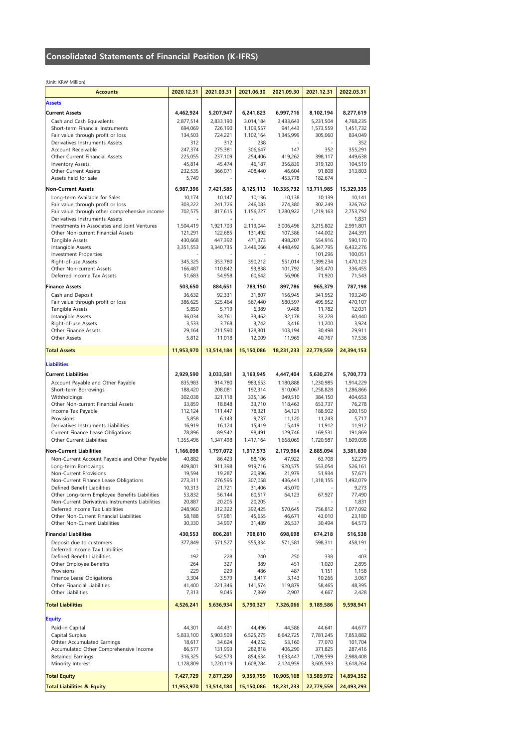# Consolidated Statements of Financial Position (K-IFRS)

(Unit: KRW Million)

| Accounts | 2020.12.31 | 2021.03.31 | 2021.06.30 | 2021.09.30 | 2021.12.31 | 2022.03.31 |
|---|---|---|---|---|---|---|
| **Assets** | | | | | | |
| **Current Assets** | **4,462,924** | **5,207,947** | **6,241,823** | **6,997,716** | **8,102,194** | **8,277,619** |
| Cash and Cash Equivalents | 2,877,514 | 2,833,190 | 3,014,184 | 3,433,643 | 5,231,504 | 4,768,235 |
| Short-term Financial Instruments | 694,069 | 726,190 | 1,109,557 | 941,443 | 1,573,559 | 1,451,732 |
| Fair value through profit or loss | 134,503 | 724,221 | 1,102,164 | 1,345,999 | 305,060 | 834,049 |
| Derivatives Instruments Assets | 312 | 312 | 238 | - | - | 352 |
| Account Receivable | 247,374 | 275,381 | 306,647 | 147 | 352 | 355,291 |
| Other Current Financial Assets | 225,055 | 237,109 | 254,406 | 419,262 | 398,117 | 449,638 |
| Inventory Assets | 45,814 | 45,474 | 46,187 | 356,839 | 319,120 | 104,519 |
| Other Current Assets | 232,535 | 366,071 | 408,440 | 46,604 | 91,808 | 313,803 |
| Assets held for sale | 5,749 | - | - | 453,778 | 182,674 | - |
| **Non-Current Assets** | **6,987,396** | **7,421,585** | **8,125,113** | **10,335,732** | **13,711,985** | **15,329,335** |
| Long-term Available for Sales | 10,174 | 10,147 | 10,136 | 10,138 | 10,139 | 10,141 |
| Fair value through profit or loss | 303,222 | 241,726 | 246,083 | 274,380 | 302,249 | 326,762 |
| Fair value through other comprehensive income | 702,575 | 817,615 | 1,156,227 | 1,280,922 | 1,219,163 | 2,753,792 |
| Derivatives Instruments Assets | - | - | - | | | 1,831 |
| Investments in Associates and Joint Ventures | 1,504,419 | 1,921,703 | 2,119,044 | 3,006,496 | 3,215,802 | 2,991,801 |
| Other Non-current Financial Assets | 121,291 | 122,685 | 131,492 | 107,386 | 144,002 | 244,391 |
| Tangible Assets | 430,668 | 447,392 | 471,373 | 498,207 | 554,916 | 590,170 |
| Intangible Assets | 3,351,553 | 3,340,735 | 3,446,066 | 4,448,492 | 6,347,795 | 6,432,276 |
| Investment Properties | - | - | - | - | 101,296 | 100,051 |
| Right-of-use Assets | 345,325 | 353,780 | 390,212 | 551,014 | 1,399,234 | 1,470,123 |
| Other Non-current Assets | 166,487 | 110,842 | 93,838 | 101,792 | 345,470 | 336,455 |
| Deferred Income Tax Assets | 51,683 | 54,958 | 60,642 | 56,906 | 71,920 | 71,543 |
| **Finance Assets** | **503,650** | **884,651** | **783,150** | **897,786** | **965,379** | **787,198** |
| Cash and Deposit | 36,632 | 92,331 | 31,807 | 156,945 | 341,952 | 193,249 |
| Fair value through profit or loss | 386,625 | 525,464 | 567,440 | 580,597 | 495,952 | 470,107 |
| Tangible Assets | 5,850 | 5,719 | 6,389 | 9,488 | 11,782 | 12,031 |
| Intangible Assets | 36,034 | 34,761 | 33,462 | 32,178 | 33,228 | 60,440 |
| Right-of-use Assets | 3,533 | 3,768 | 3,742 | 3,416 | 11,200 | 3,924 |
| Other Finance Assets | 29,164 | 211,590 | 128,301 | 103,194 | 30,498 | 29,911 |
| Other Assets | 5,812 | 11,018 | 12,009 | 11,969 | 40,767 | 17,536 |
| **Total Assets** | **11,953,970** | **13,514,184** | **15,150,086** | **18,231,233** | **22,779,559** | **24,394,153** |
| **Liabilities** | | | | | | |
| **Current Liabilities** | **2,929,590** | **3,033,581** | **3,163,945** | **4,447,404** | **5,630,274** | **5,700,773** |
| Account Payable and Other Payable | 835,983 | 914,780 | 983,653 | 1,180,888 | 1,230,985 | 1,914,229 |
| Short-term Borrowings | 188,420 | 208,081 | 192,314 | 910,067 | 1,258,828 | 1,286,866 |
| Withholdings | 302,038 | 321,118 | 335,136 | 349,510 | 384,150 | 404,653 |
| Other Non-current Financial Assets | 33,859 | 18,848 | 33,710 | 118,463 | 653,737 | 76,278 |
| Income Tax Payable | 112,124 | 111,447 | 78,321 | 64,121 | 188,902 | 200,150 |
| Provisions | 5,858 | 6,143 | 9,737 | 11,120 | 11,243 | 5,717 |
| Derivatives Instruments Liabilities | 16,919 | 16,124 | 15,419 | 15,419 | 11,912 | 11,912 |
| Current Finance Lease Obligations | 78,896 | 89,542 | 98,491 | 129,746 | 169,531 | 191,869 |
| Other Current Liabilities | 1,355,496 | 1,347,498 | 1,417,164 | 1,668,069 | 1,720,987 | 1,609,098 |
| **Non-Current Liabilities** | **1,166,098** | **1,797,072** | **1,917,573** | **2,179,964** | **2,885,094** | **3,381,630** |
| Non-Current Account Payable and Other Payable | 40,882 | 86,423 | 88,106 | 47,922 | 63,708 | 52,279 |
| Long-term Borrowings | 409,801 | 911,398 | 919,716 | 920,575 | 553,054 | 526,161 |
| Non-Current Provisions | 19,594 | 19,287 | 20,996 | 21,979 | 51,934 | 57,671 |
| Non-Current Finance Lease Obligations | 273,311 | 276,595 | 307,058 | 436,441 | 1,318,155 | 1,492,079 |
| Defined Benefit Liabilities | 10,313 | 21,721 | 31,406 | 45,070 | - | 9,273 |
| Other Long-term Employee Benefits Liabilities | 53,832 | 56,144 | 60,517 | 64,123 | 67,927 | 77,490 |
| Non-Current Derivatives Instruments Liabilities | 20,887 | 20,205 | 20,205 | - | - | 1,831 |
| Deferred Income Tax Liabilities | 248,960 | 312,322 | 392,425 | 570,645 | 756,812 | 1,077,092 |
| Other Non-Current Financial Liabilities | 58,188 | 57,981 | 45,655 | 46,671 | 43,010 | 23,180 |
| Other Non-Current Liabilities | 30,330 | 34,997 | 31,489 | 26,537 | 30,494 | 64,573 |
| **Financial Liabilities** | **430,553** | **806,281** | **708,810** | **698,698** | **674,218** | **516,538** |
| Deposit due to customers | 377,849 | 571,527 | 555,334 | 571,581 | 598,311 | 458,191 |
| Deferred Income Tax Liabilities | - | - | - | - | - | - |
| Defined Benefit Liabilities | 192 | 228 | 240 | 250 | 338 | 403 |
| Other Employee Benefits | 264 | 327 | 389 | 451 | 1,020 | 2,895 |
| Provisions | 229 | 229 | 486 | 487 | 1,151 | 1,158 |
| Finance Lease Obligations | 3,304 | 3,579 | 3,417 | 3,143 | 10,266 | 3,067 |
| Other Financial Liabilities | 41,400 | 221,346 | 141,574 | 119,879 | 58,465 | 48,395 |
| Other Liabilities | 7,313 | 9,045 | 7,369 | 2,907 | 4,667 | 2,428 |
| **Total Liabilities** | **4,526,241** | **5,636,934** | **5,790,327** | **7,326,066** | **9,189,586** | **9,598,941** |
| **Equity** | | | | | | |
| Paid-in Capital | 44,301 | 44,431 | 44,496 | 44,586 | 44,641 | 44,677 |
| Capital Surplus | 5,833,100 | 5,903,509 | 6,525,275 | 6,642,725 | 7,781,245 | 7,853,882 |
| Othter Accumulated Earnings | 18,617 | 34,624 | 44,252 | 53,160 | 77,070 | 101,704 |
| Accumulated Other Comprehensive Income | 86,577 | 131,993 | 282,818 | 406,290 | 371,825 | 287,416 |
| Retained Earnings | 316,325 | 542,573 | 854,634 | 1,633,447 | 1,709,599 | 2,988,408 |
| Minority Interest | 1,128,809 | 1,220,119 | 1,608,284 | 2,124,959 | 3,605,593 | 3,618,264 |
| **Total Equity** | **7,427,729** | **7,877,250** | **9,359,759** | **10,905,168** | **13,589,972** | **14,894,352** |
| **Total Liabilities & Equity** | **11,953,970** | **13,514,184** | **15,150,086** | **18,231,233** | **22,779,559** | **24,493,293** |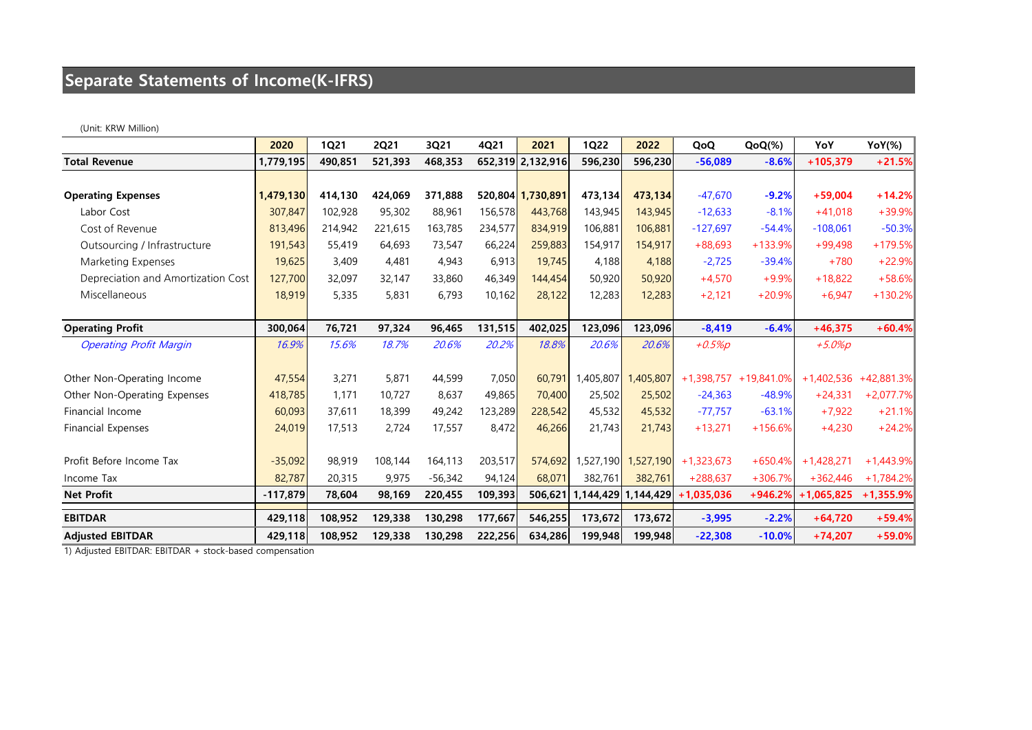# Separate Statements of Income(K-IFRS)

(Unit: KRW Million)

| | 2020 | 1Q21 | 2Q21 | 3Q21 | 4Q21 | 2021 | 1Q22 | 2022 | QoQ | QoQ(%) | YoY | YoY(%) |
|---|---|---|---|---|---|---|---|---|---|---|---|---|
| **Total Revenue** | **1,779,195** | **490,851** | **521,393** | **468,353** | **652,319** | **2,132,916** | **596,230** | **596,230** | **-56,089** | **-8.6%** | **+105,379** | **+21.5%** |
| | | | | | | | | | | | | |
| **Operating Expenses** | **1,479,130** | **414,130** | **424,069** | **371,888** | **520,804** | **1,730,891** | **473,134** | **473,134** | -47,670 | **-9.2%** | **+59,004** | **+14.2%** |
| Labor Cost | 307,847 | 102,928 | 95,302 | 88,961 | 156,578 | 443,768 | 143,945 | 143,945 | -12,633 | -8.1% | +41,018 | +39.9% |
| Cost of Revenue | 813,496 | 214,942 | 221,615 | 163,785 | 234,577 | 834,919 | 106,881 | 106,881 | -127,697 | -54.4% | -108,061 | -50.3% |
| Outsourcing / Infrastructure | 191,543 | 55,419 | 64,693 | 73,547 | 66,224 | 259,883 | 154,917 | 154,917 | +88,693 | +133.9% | +99,498 | +179.5% |
| Marketing Expenses | 19,625 | 3,409 | 4,481 | 4,943 | 6,913 | 19,745 | 4,188 | 4,188 | -2,725 | -39.4% | +780 | +22.9% |
| Depreciation and Amortization Cost | 127,700 | 32,097 | 32,147 | 33,860 | 46,349 | 144,454 | 50,920 | 50,920 | +4,570 | +9.9% | +18,822 | +58.6% |
| Miscellaneous | 18,919 | 5,335 | 5,831 | 6,793 | 10,162 | 28,122 | 12,283 | 12,283 | +2,121 | +20.9% | +6,947 | +130.2% |
| | | | | | | | | | | | | |
| **Operating Profit** | **300,064** | **76,721** | **97,324** | **96,465** | **131,515** | **402,025** | **123,096** | **123,096** | **-8,419** | **-6.4%** | **+46,375** | **+60.4%** |
| *Operating Profit Margin* | *16.9%* | *15.6%* | *18.7%* | *20.6%* | *20.2%* | *18.8%* | *20.6%* | *20.6%* | *+0.5%p* | | *+5.0%p* | |
| | | | | | | | | | | | | |
| Other Non-Operating Income | 47,554 | 3,271 | 5,871 | 44,599 | 7,050 | 60,791 | 1,405,807 | 1,405,807 | +1,398,757 | +19,841.0% | +1,402,536 | +42,881.3% |
| Other Non-Operating Expenses | 418,785 | 1,171 | 10,727 | 8,637 | 49,865 | 70,400 | 25,502 | 25,502 | -24,363 | -48.9% | +24,331 | +2,077.7% |
| Financial Income | 60,093 | 37,611 | 18,399 | 49,242 | 123,289 | 228,542 | 45,532 | 45,532 | -77,757 | -63.1% | +7,922 | +21.1% |
| Financial Expenses | 24,019 | 17,513 | 2,724 | 17,557 | 8,472 | 46,266 | 21,743 | 21,743 | +13,271 | +156.6% | +4,230 | +24.2% |
| | | | | | | | | | | | | |
| Profit Before Income Tax | -35,092 | 98,919 | 108,144 | 164,113 | 203,517 | 574,692 | 1,527,190 | 1,527,190 | +1,323,673 | +650.4% | +1,428,271 | +1,443.9% |
| Income Tax | 82,787 | 20,315 | 9,975 | -56,342 | 94,124 | 68,071 | 382,761 | 382,761 | +288,637 | +306.7% | +362,446 | +1,784.2% |
| **Net Profit** | **-117,879** | **78,604** | **98,169** | **220,455** | **109,393** | **506,621** | **1,144,429** | **1,144,429** | **+1,035,036** | **+946.2%** | **+1,065,825** | **+1,355.9%** |
| **EBITDAR** | **429,118** | **108,952** | **129,338** | **130,298** | **177,667** | **546,255** | **173,672** | **173,672** | **-3,995** | **-2.2%** | **+64,720** | **+59.4%** |
| **Adjusted EBITDAR** | **429,118** | **108,952** | **129,338** | **130,298** | **222,256** | **634,286** | **199,948** | **199,948** | **-22,308** | **-10.0%** | **+74,207** | **+59.0%** |

1) Adjusted EBITDAR: EBITDAR + stock-based compensation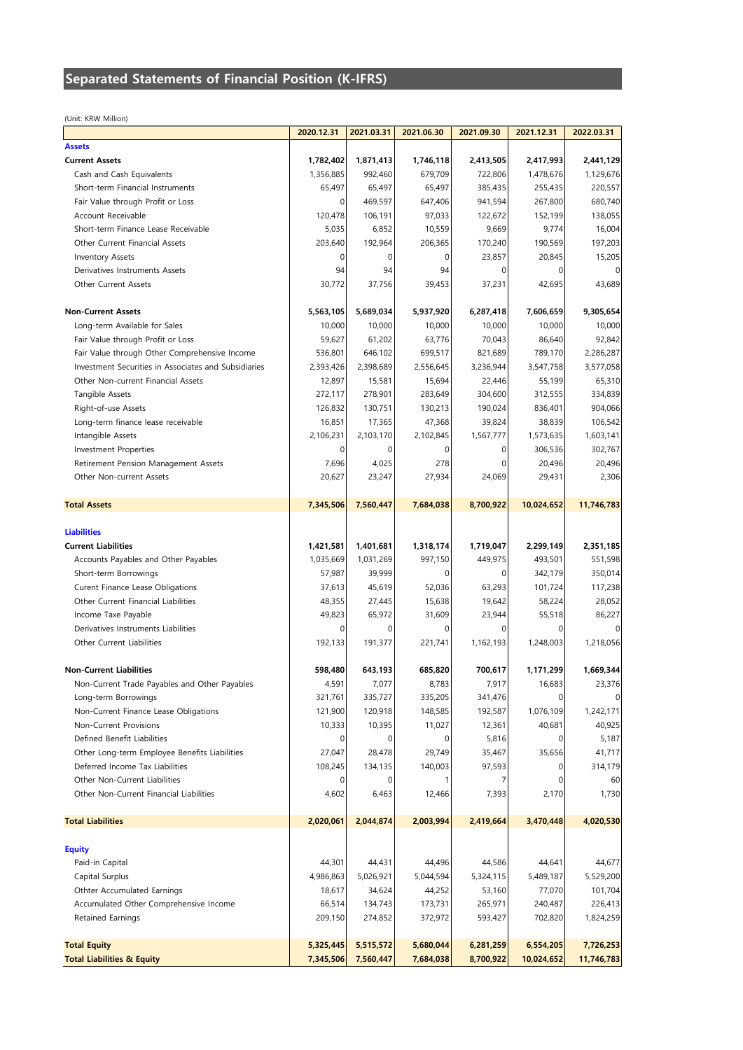# Separated Statements of Financial Position (K-IFRS)

(Unit: KRW Million)

| | 2020.12.31 | 2021.03.31 | 2021.06.30 | 2021.09.30 | 2021.12.31 | 2022.03.31 |
|---|---|---|---|---|---|---|
| **Assets** | | | | | | |
| **Current Assets** | **1,782,402** | **1,871,413** | **1,746,118** | **2,413,505** | **2,417,993** | **2,441,129** |
| Cash and Cash Equivalents | 1,356,885 | 992,460 | 679,709 | 722,806 | 1,478,676 | 1,129,676 |
| Short-term Financial Instruments | 65,497 | 65,497 | 65,497 | 385,435 | 255,435 | 220,557 |
| Fair Value through Profit or Loss | 0 | 469,597 | 647,406 | 941,594 | 267,800 | 680,740 |
| Account Receivable | 120,478 | 106,191 | 97,033 | 122,672 | 152,199 | 138,055 |
| Short-term Finance Lease Receivable | 5,035 | 6,852 | 10,559 | 9,669 | 9,774 | 16,004 |
| Other Current Financial Assets | 203,640 | 192,964 | 206,365 | 170,240 | 190,569 | 197,203 |
| Inventory Assets | 0 | 0 | 0 | 23,857 | 20,845 | 15,205 |
| Derivatives Instruments Assets | 94 | 94 | 94 | 0 | 0 | 0 |
| Other Current Assets | 30,772 | 37,756 | 39,453 | 37,231 | 42,695 | 43,689 |
| **Non-Current Assets** | **5,563,105** | **5,689,034** | **5,937,920** | **6,287,418** | **7,606,659** | **9,305,654** |
| Long-term Available for Sales | 10,000 | 10,000 | 10,000 | 10,000 | 10,000 | 10,000 |
| Fair Value through Profit or Loss | 59,627 | 61,202 | 63,776 | 70,043 | 86,640 | 92,842 |
| Fair Value through Other Comprehensive Income | 536,801 | 646,102 | 699,517 | 821,689 | 789,170 | 2,286,287 |
| Investment Securities in Associates and Subsidiaries | 2,393,426 | 2,398,689 | 2,556,645 | 3,236,944 | 3,547,758 | 3,577,058 |
| Other Non-current Financial Assets | 12,897 | 15,581 | 15,694 | 22,446 | 55,199 | 65,310 |
| Tangible Assets | 272,117 | 278,901 | 283,649 | 304,600 | 312,555 | 334,839 |
| Right-of-use Assets | 126,832 | 130,751 | 130,213 | 190,024 | 836,401 | 904,066 |
| Long-term finance lease receivable | 16,851 | 17,365 | 47,368 | 39,824 | 38,839 | 106,542 |
| Intangible Assets | 2,106,231 | 2,103,170 | 2,102,845 | 1,567,777 | 1,573,635 | 1,603,141 |
| Investment Properties | 0 | 0 | 0 | 0 | 306,536 | 302,767 |
| Retirement Pension Management Assets | 7,696 | 4,025 | 278 | 0 | 20,496 | 20,496 |
| Other Non-current Assets | 20,627 | 23,247 | 27,934 | 24,069 | 29,431 | 2,306 |
| **Total Assets** | **7,345,506** | **7,560,447** | **7,684,038** | **8,700,922** | **10,024,652** | **11,746,783** |
| **Liabilities** | | | | | | |
| **Current Liabilities** | **1,421,581** | **1,401,681** | **1,318,174** | **1,719,047** | **2,299,149** | **2,351,185** |
| Accounts Payables and Other Payables | 1,035,669 | 1,031,269 | 997,150 | 449,975 | 493,501 | 551,598 |
| Short-term Borrowings | 57,987 | 39,999 | 0 | 0 | 342,179 | 350,014 |
| Curent Finance Lease Obligations | 37,613 | 45,619 | 52,036 | 63,293 | 101,724 | 117,238 |
| Other Current Financial Liabilities | 48,355 | 27,445 | 15,638 | 19,642 | 58,224 | 28,052 |
| Income Taxe Payable | 49,823 | 65,972 | 31,609 | 23,944 | 55,518 | 86,227 |
| Derivatives Instruments Liabilities | 0 | 0 | 0 | 0 | 0 | 0 |
| Other Current Liabilities | 192,133 | 191,377 | 221,741 | 1,162,193 | 1,248,003 | 1,218,056 |
| **Non-Current Liabilities** | **598,480** | **643,193** | **685,820** | **700,617** | **1,171,299** | **1,669,344** |
| Non-Current Trade Payables and Other Payables | 4,591 | 7,077 | 8,783 | 7,917 | 16,683 | 23,376 |
| Long-term Borrowings | 321,761 | 335,727 | 335,205 | 341,476 | 0 | 0 |
| Non-Current Finance Lease Obligations | 121,900 | 120,918 | 148,585 | 192,587 | 1,076,109 | 1,242,171 |
| Non-Current Provisions | 10,333 | 10,395 | 11,027 | 12,361 | 40,681 | 40,925 |
| Defined Benefit Liabilities | 0 | 0 | 0 | 5,816 | 0 | 5,187 |
| Other Long-term Employee Benefits Liabilities | 27,047 | 28,478 | 29,749 | 35,467 | 35,656 | 41,717 |
| Deferred Income Tax Liabilities | 108,245 | 134,135 | 140,003 | 97,593 | 0 | 314,179 |
| Other Non-Current Liabilities | 0 | 0 | 1 | 7 | 0 | 60 |
| Other Non-Current Financial Liabilities | 4,602 | 6,463 | 12,466 | 7,393 | 2,170 | 1,730 |
| **Total Liabilities** | **2,020,061** | **2,044,874** | **2,003,994** | **2,419,664** | **3,470,448** | **4,020,530** |
| **Equity** | | | | | | |
| Paid-in Capital | 44,301 | 44,431 | 44,496 | 44,586 | 44,641 | 44,677 |
| Capital Surplus | 4,986,863 | 5,026,921 | 5,044,594 | 5,324,115 | 5,489,187 | 5,529,200 |
| Otther Accumulated Earnings | 18,617 | 34,624 | 44,252 | 53,160 | 77,070 | 101,704 |
| Accumulated Other Comprehensive Income | 66,514 | 134,743 | 173,731 | 265,971 | 240,487 | 226,413 |
| Retained Earnings | 209,150 | 274,852 | 372,972 | 593,427 | 702,820 | 1,824,259 |
| **Total Equity** | **5,325,445** | **5,515,572** | **5,680,044** | **6,281,259** | **6,554,205** | **7,726,253** |
| **Total Liabilities & Equity** | **7,345,506** | **7,560,447** | **7,684,038** | **8,700,922** | **10,024,652** | **11,746,783** |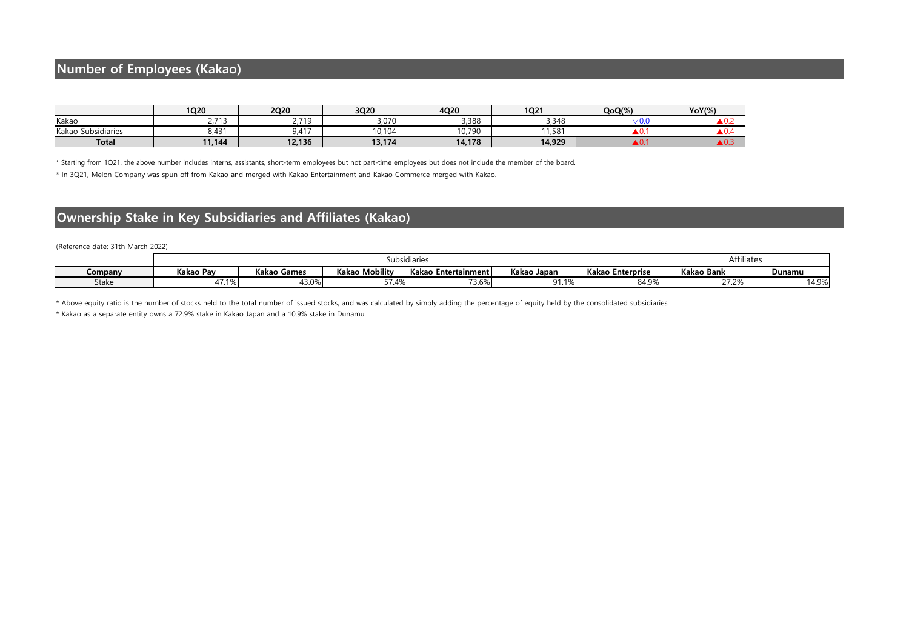## Number of Employees (Kakao)

| | 1Q20 | 2Q20 | 3Q20 | 4Q20 | 1Q21 | QoQ(%) | YoY(%) |
|---|---|---|---|---|---|---|---|
| Kakao | 2,713 | 2,719 | 3,070 | 3,388 | 3,348 | ▽0.0 | ▲0.2 |
| Kakao Subsidiaries | 8,431 | 9,417 | 10,104 | 10,790 | 11,581 | ▲0.1 | ▲0.4 |
| **Total** | **11,144** | **12,136** | **13,174** | **14,178** | **14,929** | ▲0.1 | ▲0.3 |

* Starting from 1Q21, the above number includes interns, assistants, short-term employees but not part-time employees but does not include the member of the board.

* In 3Q21, Melon Company was spun off from Kakao and merged with Kakao Entertainment and Kakao Commerce merged with Kakao.

## Ownership Stake in Key Subsidiaries and Affiliates (Kakao)

(Reference date: 31th March 2022)

| | Subsidiaries | | | | | | Affiliates | |
|---|---|---|---|---|---|---|---|---|
| **Company** | **Kakao Pay** | **Kakao Games** | **Kakao Mobility** | **Kakao Entertainment** | **Kakao Japan** | **Kakao Enterprise** | **Kakao Bank** | **Dunamu** |
| Stake | 47.1% | 43.0% | 57.4% | 73.6% | 91.1% | 84.9% | 27.2% | 14.9% |

* Above equity ratio is the number of stocks held to the total number of issued stocks, and was calculated by simply adding the percentage of equity held by the consolidated subsidiaries.

* Kakao as a separate entity owns a 72.9% stake in Kakao Japan and a 10.9% stake in Dunamu.